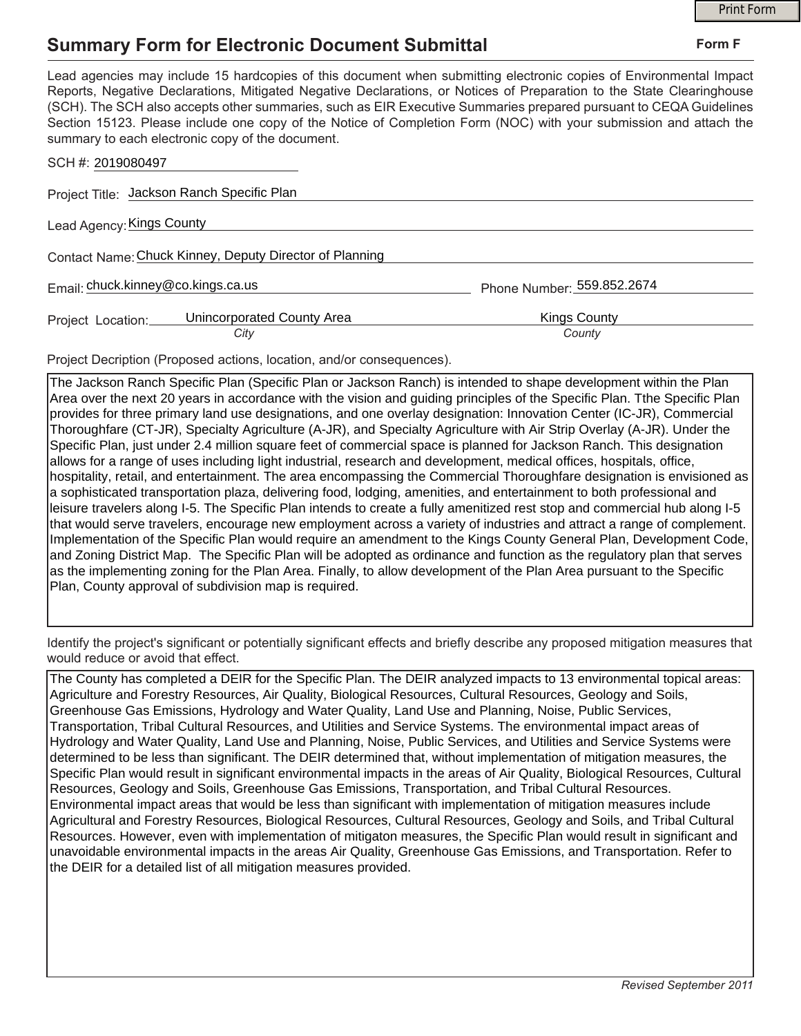# Summary Form for Electronic Document Submittal

**Form F**

Lead agencies may include 15 hardcopies of this document when submitting electronic copies of Environmental Impact Reports, Negative Declarations, Mitigated Negative Declarations, or Notices of Preparation to the State Clearinghouse (SCH). The SCH also accepts other summaries, such as EIR Executive Summaries prepared pursuant to CEQA Guidelines Section 15123. Please include one copy of the Notice of Completion Form (NOC) with your submission and attach the summary to each electronic copy of the document.

SCH #: 2019080497

Project Title: Jackson Ranch Specific Plan

Lead Agency: Kings County

Contact Name: Chuck Kinney, Deputy Director of Planning

Email: chuck.kinney@co.kings.ca.us

Phone Number: 559.852.2674

Project Location: Unincorporated County Area (*City*), Kings County (*County*)

Project Decription (Proposed actions, location, and/or consequences).

The Jackson Ranch Specific Plan (Specific Plan or Jackson Ranch) is intended to shape development within the Plan Area over the next 20 years in accordance with the vision and guiding principles of the Specific Plan. Tthe Specific Plan provides for three primary land use designations, and one overlay designation: Innovation Center (IC-JR), Commercial Thoroughfare (CT-JR), Specialty Agriculture (A-JR), and Specialty Agriculture with Air Strip Overlay (A-JR). Under the Specific Plan, just under 2.4 million square feet of commercial space is planned for Jackson Ranch. This designation allows for a range of uses including light industrial, research and development, medical offices, hospitals, office, hospitality, retail, and entertainment. The area encompassing the Commercial Thoroughfare designation is envisioned as a sophisticated transportation plaza, delivering food, lodging, amenities, and entertainment to both professional and leisure travelers along I-5. The Specific Plan intends to create a fully amenitized rest stop and commercial hub along I-5 that would serve travelers, encourage new employment across a variety of industries and attract a range of complement. Implementation of the Specific Plan would require an amendment to the Kings County General Plan, Development Code, and Zoning District Map. The Specific Plan will be adopted as ordinance and function as the regulatory plan that serves as the implementing zoning for the Plan Area. Finally, to allow development of the Plan Area pursuant to the Specific Plan, County approval of subdivision map is required.

Identify the project's significant or potentially significant effects and briefly describe any proposed mitigation measures that would reduce or avoid that effect.

The County has completed a DEIR for the Specific Plan. The DEIR analyzed impacts to 13 environmental topical areas: Agriculture and Forestry Resources, Air Quality, Biological Resources, Cultural Resources, Geology and Soils, Greenhouse Gas Emissions, Hydrology and Water Quality, Land Use and Planning, Noise, Public Services, Transportation, Tribal Cultural Resources, and Utilities and Service Systems. The environmental impact areas of Hydrology and Water Quality, Land Use and Planning, Noise, Public Services, and Utilities and Service Systems were determined to be less than significant. The DEIR determined that, without implementation of mitigation measures, the Specific Plan would result in significant environmental impacts in the areas of Air Quality, Biological Resources, Cultural Resources, Geology and Soils, Greenhouse Gas Emissions, Transportation, and Tribal Cultural Resources. Environmental impact areas that would be less than significant with implementation of mitigation measures include Agricultural and Forestry Resources, Biological Resources, Cultural Resources, Geology and Soils, and Tribal Cultural Resources. However, even with implementation of mitigaton measures, the Specific Plan would result in significant and unavoidable environmental impacts in the areas Air Quality, Greenhouse Gas Emissions, and Transportation. Refer to the DEIR for a detailed list of all mitigation measures provided.

*Revised September 2011*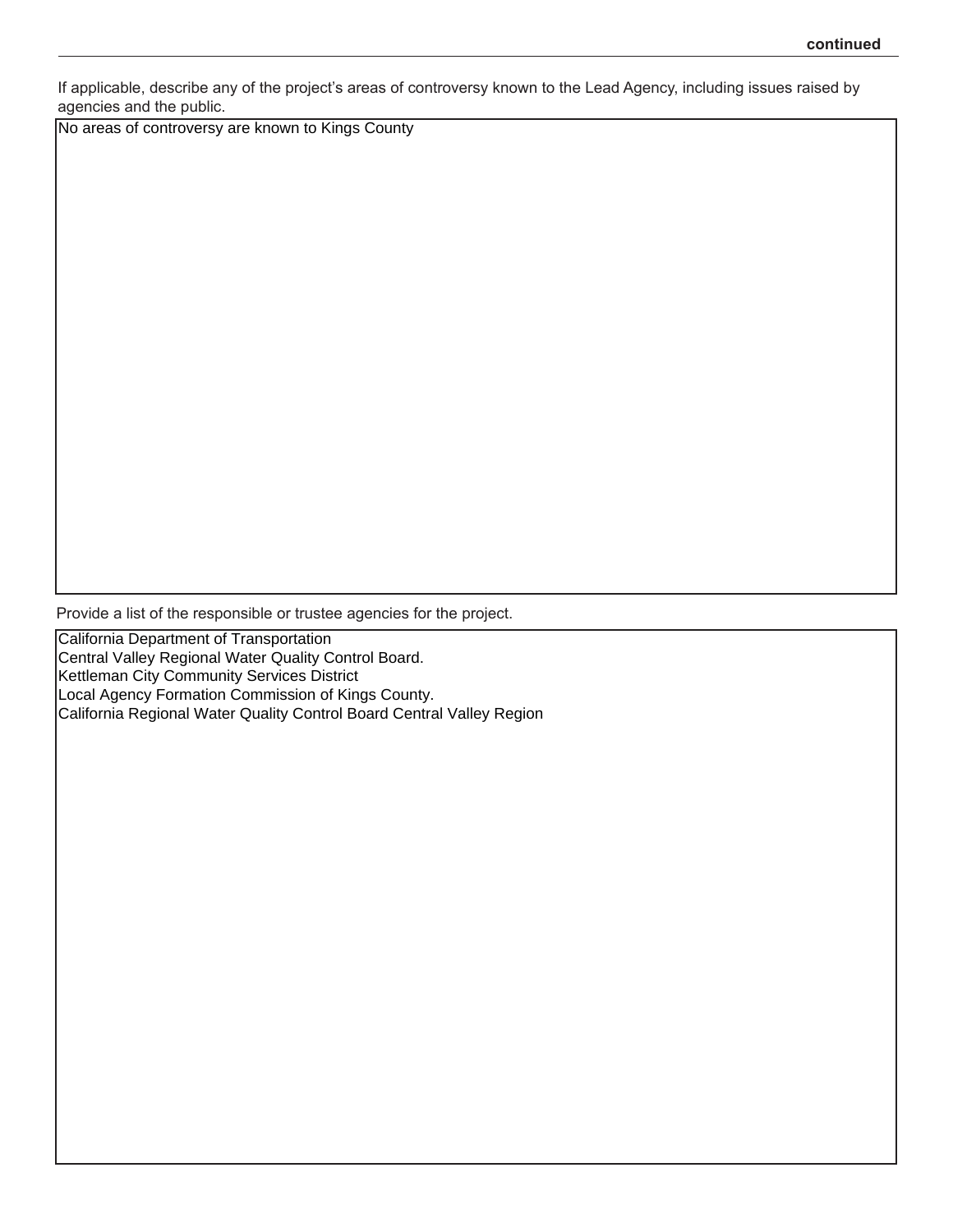continued

If applicable, describe any of the project's areas of controversy known to the Lead Agency, including issues raised by agencies and the public.

No areas of controversy are known to Kings County

Provide a list of the responsible or trustee agencies for the project.

California Department of Transportation
Central Valley Regional Water Quality Control Board.
Kettleman City Community Services District
Local Agency Formation Commission of Kings County.
California Regional Water Quality Control Board Central Valley Region